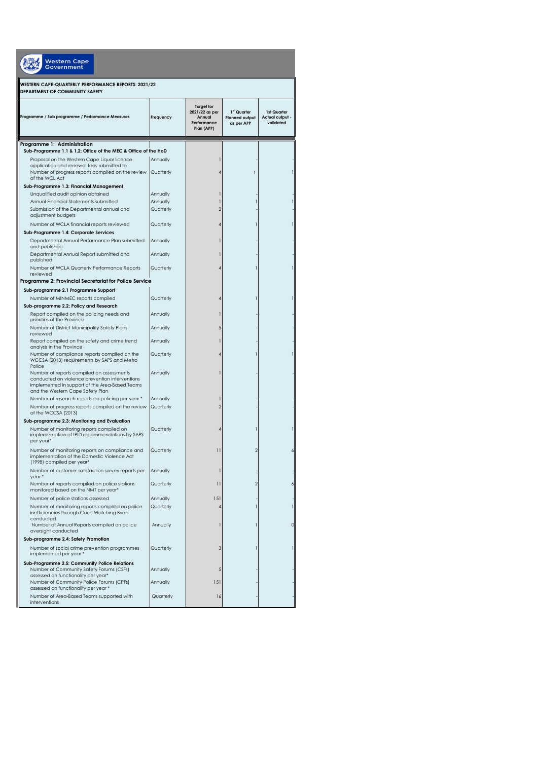Western Cape Government

**WESTERN CAPE-QUARTERLY PERFORMANCE REPORTS: 2021/22**
**DEPARTMENT OF COMMUNITY SAFETY**

| Programme / Sub programme / Performance Measures | Frequency | Target for 2021/22 as per Annual Performance Plan (APP) | 1st Quarter Planned output as per APP | 1st Quarter Actual output - validated |
|---|---|---|---|---|
| **Programme 1: Administration** | | | | |
| **Sub-Programme 1.1 & 1.2: Office of the MEC & Office of the HoD** | | | | |
| Proposal on the Western Cape Liquor licence application and renewal fees submitted to | Annually | 1 | - | - |
| Number of progress reports compiled on the review of the WCL Act | Quarterly | 4 | 1 | 1 |
| **Sub-Programme 1.3: Financial Management** | | | | |
| Unqualified audit opinion obtained | Annually | 1 | - | - |
| Annual Financial Statements submitted | Annually | 1 | 1 | 1 |
| Submission of the Departmental annual and adjustment budgets | Quarterly | 2 | - | - |
| Number of WCLA financial reports reviewed | Quarterly | 4 | 1 | 1 |
| **Sub-Programme 1.4: Corporate Services** | | | | |
| Departmental Annual Performance Plan submitted and published | Annually | 1 | - | - |
| Departmental Annual Report submitted and published | Annually | 1 | - | - |
| Number of WCLA Quarterly Performance Reports reviewed | Quarterly | 4 | 1 | 1 |
| **Programme 2: Provincial Secretariat for Police Service** | | | | |
| **Sub-programme 2.1 Programme Support** | | | | |
| Number of MINMEC reports compiled | Quarterly | 4 | 1 | 1 |
| **Sub-programme 2.2: Policy and Research** | | | | |
| Report compiled on the policing needs and priorities of the Province | Annually | 1 | - | - |
| Number of District Municipality Safety Plans reviewed | Annually | 5 | - | - |
| Report compiled on the safety and crime trend analysis in the Province | Annually | 1 | - | - |
| Number of compliance reports compiled on the WCCSA (2013) requirements by SAPS and Metro Police | Quarterly | 4 | 1 | 1 |
| Number of reports compiled on assessments conducted on violence prevention interventions implemented in support of the Area-Based Teams and the Western Cape Safety Plan | Annually | 1 | - | - |
| Number of research reports on policing per year * | Annually | 1 | - | - |
| Number of progress reports compiled on the review of the WCCSA (2013) | Quarterly | 2 | - | - |
| **Sub-programme 2.3: Monitoring and Evaluation** | | | | |
| Number of monitoring reports compiled on implementation of IPID recommendations by SAPS per year* | Quarterly | 4 | 1 | 1 |
| Number of monitoring reports on compliance and implementation of the Domestic Violence Act (1998) compiled per year* | Quarterly | 11 | 2 | 6 |
| Number of customer satisfaction survey reports per year * | Annually | 1 | - | - |
| Number of reports compiled on police stations monitored based on the NMT per year* | Quarterly | 11 | 2 | 6 |
| Number of police stations assessed | Annually | 151 | - | - |
| Number of monitoring reports compiled on police inefficiencies through Court Watching Briefs conducted | Quarterly | 4 | 1 | 1 |
| Number of Annual Reports compiled on police oversight conducted | Annually | 1 | 1 | 0 |
| **Sub-programme 2.4: Safety Promotion** | | | | |
| Number of social crime prevention programmes implemented per year * | Quarterly | 3 | 1 | 1 |
| **Sub-Programme 2.5: Community Police Relations** | | | | |
| Number of Community Safety Forums (CSFs) assessed on functionality per year* | Annually | 5 | - | - |
| Number of Community Police Forums (CPFs) assessed on functionality per year * | Annually | 151 | - | - |
| Number of Area-Based Teams supported with interventions | Quarterly | 16 | - | - |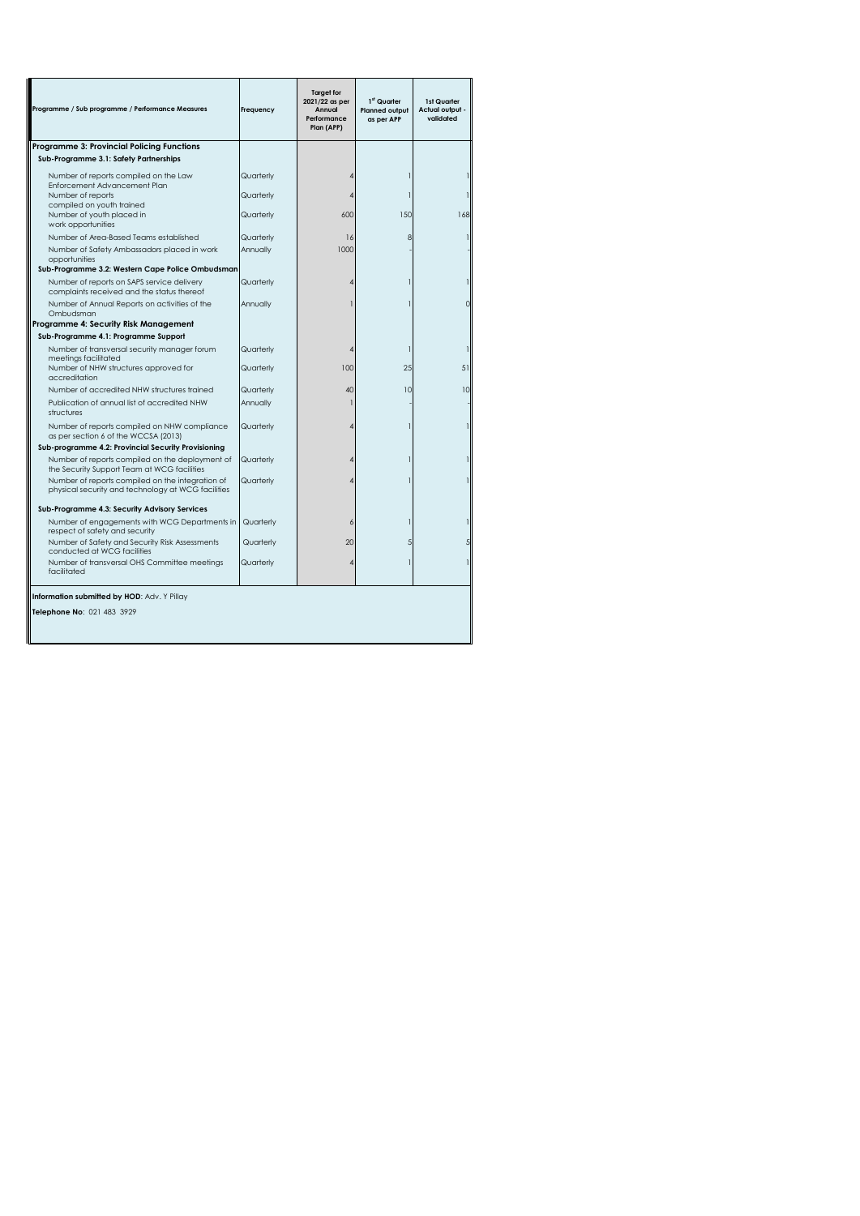| Programme / Sub programme / Performance Measures | Frequency | Target for 2021/22 as per Annual Performance Plan (APP) | 1st Quarter Planned output as per APP | 1st Quarter Actual output - validated |
|---|---|---|---|---|
| **Programme 3: Provincial Policing Functions** | | | | |
| **Sub-Programme 3.1: Safety Partnerships** | | | | |
| Number of reports compiled on the Law Enforcement Advancement Plan | Quarterly | 4 | 1 | 1 |
| Number of reports compiled on youth trained | Quarterly | 4 | 1 | 1 |
| Number of youth placed in work opportunities | Quarterly | 600 | 150 | 168 |
| Number of Area-Based Teams established | Quarterly | 16 | 8 | 1 |
| Number of Safety Ambassadors placed in work opportunities | Annually | 1000 | - | - |
| **Sub-Programme 3.2: Western Cape Police Ombudsman** | | | | |
| Number of reports on SAPS service delivery complaints received and the status thereof | Quarterly | 4 | 1 | 1 |
| Number of Annual Reports on activities of the Ombudsman | Annually | 1 | 1 | 0 |
| **Programme 4: Security Risk Management** | | | | |
| **Sub-Programme 4.1: Programme Support** | | | | |
| Number of transversal security manager forum meetings facilitated | Quarterly | 4 | 1 | 1 |
| Number of NHW structures approved for accreditation | Quarterly | 100 | 25 | 51 |
| Number of accredited NHW structures trained | Quarterly | 40 | 10 | 10 |
| Publication of annual list of accredited NHW structures | Annually | 1 | - | - |
| Number of reports compiled on NHW compliance as per section 6 of the WCCSA (2013) | Quarterly | 4 | 1 | 1 |
| **Sub-programme 4.2: Provincial Security Provisioning** | | | | |
| Number of reports compiled on the deployment of the Security Support Team at WCG facilities | Quarterly | 4 | 1 | 1 |
| Number of reports compiled on the integration of physical security and technology at WCG facilities | Quarterly | 4 | 1 | 1 |
| **Sub-Programme 4.3: Security Advisory Services** | | | | |
| Number of engagements with WCG Departments in respect of safety and security | Quarterly | 6 | 1 | 1 |
| Number of Safety and Security Risk Assessments conducted at WCG facilities | Quarterly | 20 | 5 | 5 |
| Number of transversal OHS Committee meetings facilitated | Quarterly | 4 | 1 | 1 |

**Information submitted by HOD**: Adv. Y Pillay

**Telephone No**: 021 483 3929